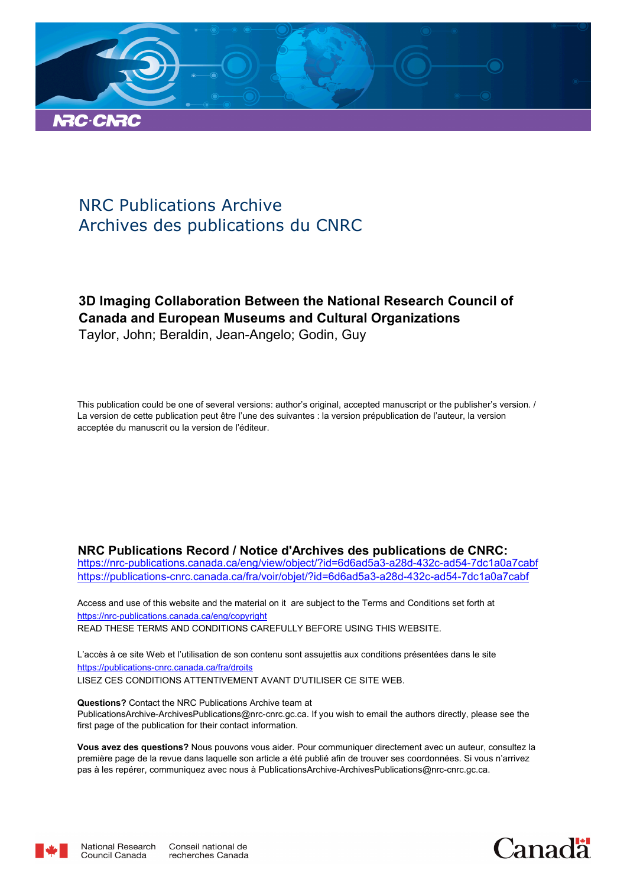NRC Publications Archive
Archives des publications du CNRC

**3D Imaging Collaboration Between the National Research Council of Canada and European Museums and Cultural Organizations**
Taylor, John; Beraldin, Jean-Angelo; Godin, Guy

This publication could be one of several versions: author's original, accepted manuscript or the publisher's version. / La version de cette publication peut être l'une des suivantes : la version prépublication de l'auteur, la version acceptée du manuscrit ou la version de l'éditeur.

**NRC Publications Record / Notice d'Archives des publications de CNRC:**
https://nrc-publications.canada.ca/eng/view/object/?id=6d6ad5a3-a28d-432c-ad54-7dc1a0a7cabf
https://publications-cnrc.canada.ca/fra/voir/objet/?id=6d6ad5a3-a28d-432c-ad54-7dc1a0a7cabf

Access and use of this website and the material on it are subject to the Terms and Conditions set forth at https://nrc-publications.canada.ca/eng/copyright
READ THESE TERMS AND CONDITIONS CAREFULLY BEFORE USING THIS WEBSITE.

L'accès à ce site Web et l'utilisation de son contenu sont assujettis aux conditions présentées dans le site https://publications-cnrc.canada.ca/fra/droits
LISEZ CES CONDITIONS ATTENTIVEMENT AVANT D'UTILISER CE SITE WEB.

**Questions?** Contact the NRC Publications Archive team at PublicationsArchive-ArchivesPublications@nrc-cnrc.gc.ca. If you wish to email the authors directly, please see the first page of the publication for their contact information.

**Vous avez des questions?** Nous pouvons vous aider. Pour communiquer directement avec un auteur, consultez la première page de la revue dans laquelle son article a été publié afin de trouver ses coordonnées. Si vous n'arrivez pas à les repérer, communiquez avec nous à PublicationsArchive-ArchivesPublications@nrc-cnrc.gc.ca.

National Research Council Canada | Conseil national de recherches Canada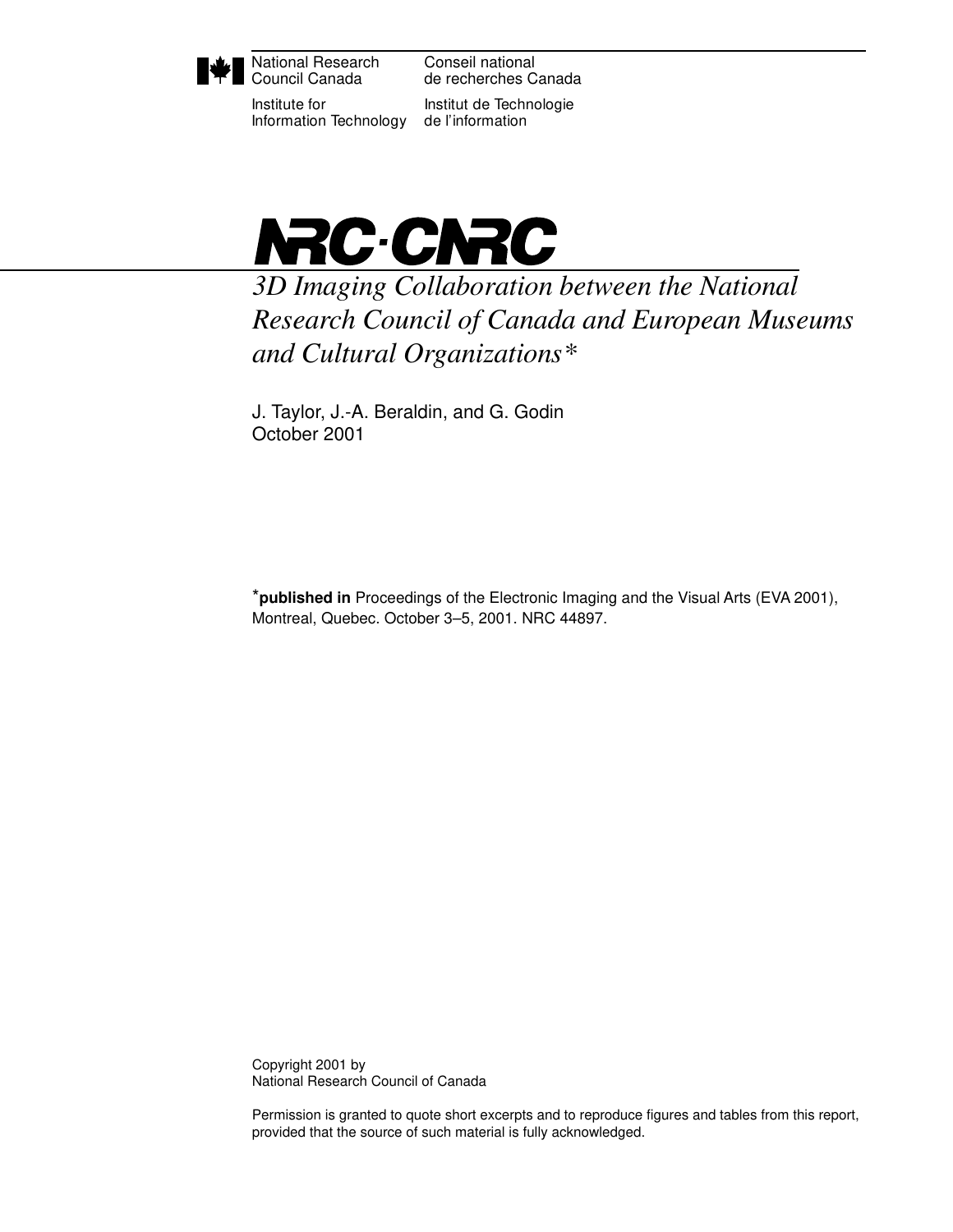National Research Council Canada | Conseil national de recherches Canada

Institute for Information Technology | Institut de Technologie de l'information

**NRC·CNRC**

# *3D Imaging Collaboration between the National Research Council of Canada and European Museums and Cultural Organizations**

J. Taylor, J.-A. Beraldin, and G. Godin
October 2001

*__published in__ Proceedings of the Electronic Imaging and the Visual Arts (EVA 2001), Montreal, Quebec. October 3–5, 2001. NRC 44897.

Copyright 2001 by
National Research Council of Canada

Permission is granted to quote short excerpts and to reproduce figures and tables from this report, provided that the source of such material is fully acknowledged.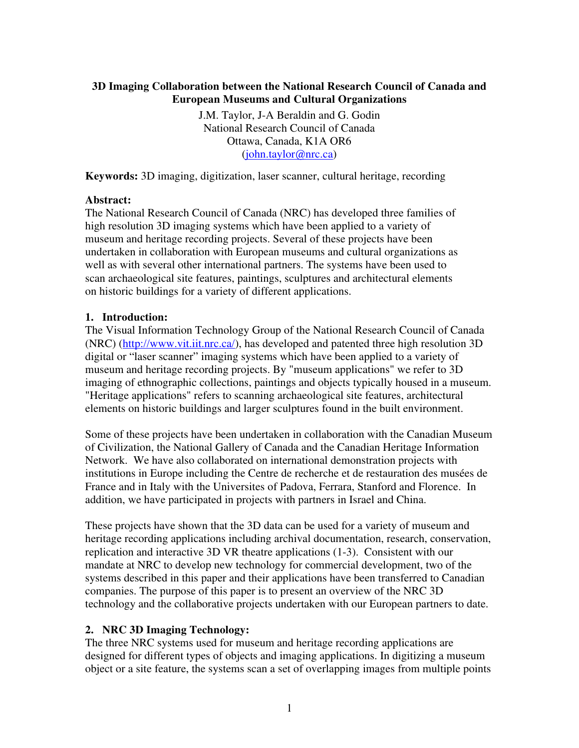**3D Imaging Collaboration between the National Research Council of Canada and European Museums and Cultural Organizations**

J.M. Taylor, J-A Beraldin and G. Godin
National Research Council of Canada
Ottawa, Canada, K1A OR6
(john.taylor@nrc.ca)

**Keywords:** 3D imaging, digitization, laser scanner, cultural heritage, recording

**Abstract:**
The National Research Council of Canada (NRC) has developed three families of high resolution 3D imaging systems which have been applied to a variety of museum and heritage recording projects. Several of these projects have been undertaken in collaboration with European museums and cultural organizations as well as with several other international partners. The systems have been used to scan archaeological site features, paintings, sculptures and architectural elements on historic buildings for a variety of different applications.

## 1. Introduction:

The Visual Information Technology Group of the National Research Council of Canada (NRC) (http://www.vit.iit.nrc.ca/), has developed and patented three high resolution 3D digital or "laser scanner" imaging systems which have been applied to a variety of museum and heritage recording projects. By "museum applications" we refer to 3D imaging of ethnographic collections, paintings and objects typically housed in a museum. "Heritage applications" refers to scanning archaeological site features, architectural elements on historic buildings and larger sculptures found in the built environment.

Some of these projects have been undertaken in collaboration with the Canadian Museum of Civilization, the National Gallery of Canada and the Canadian Heritage Information Network. We have also collaborated on international demonstration projects with institutions in Europe including the Centre de recherche et de restauration des musées de France and in Italy with the Universites of Padova, Ferrara, Stanford and Florence. In addition, we have participated in projects with partners in Israel and China.

These projects have shown that the 3D data can be used for a variety of museum and heritage recording applications including archival documentation, research, conservation, replication and interactive 3D VR theatre applications (1-3). Consistent with our mandate at NRC to develop new technology for commercial development, two of the systems described in this paper and their applications have been transferred to Canadian companies. The purpose of this paper is to present an overview of the NRC 3D technology and the collaborative projects undertaken with our European partners to date.

## 2. NRC 3D Imaging Technology:

The three NRC systems used for museum and heritage recording applications are designed for different types of objects and imaging applications. In digitizing a museum object or a site feature, the systems scan a set of overlapping images from multiple points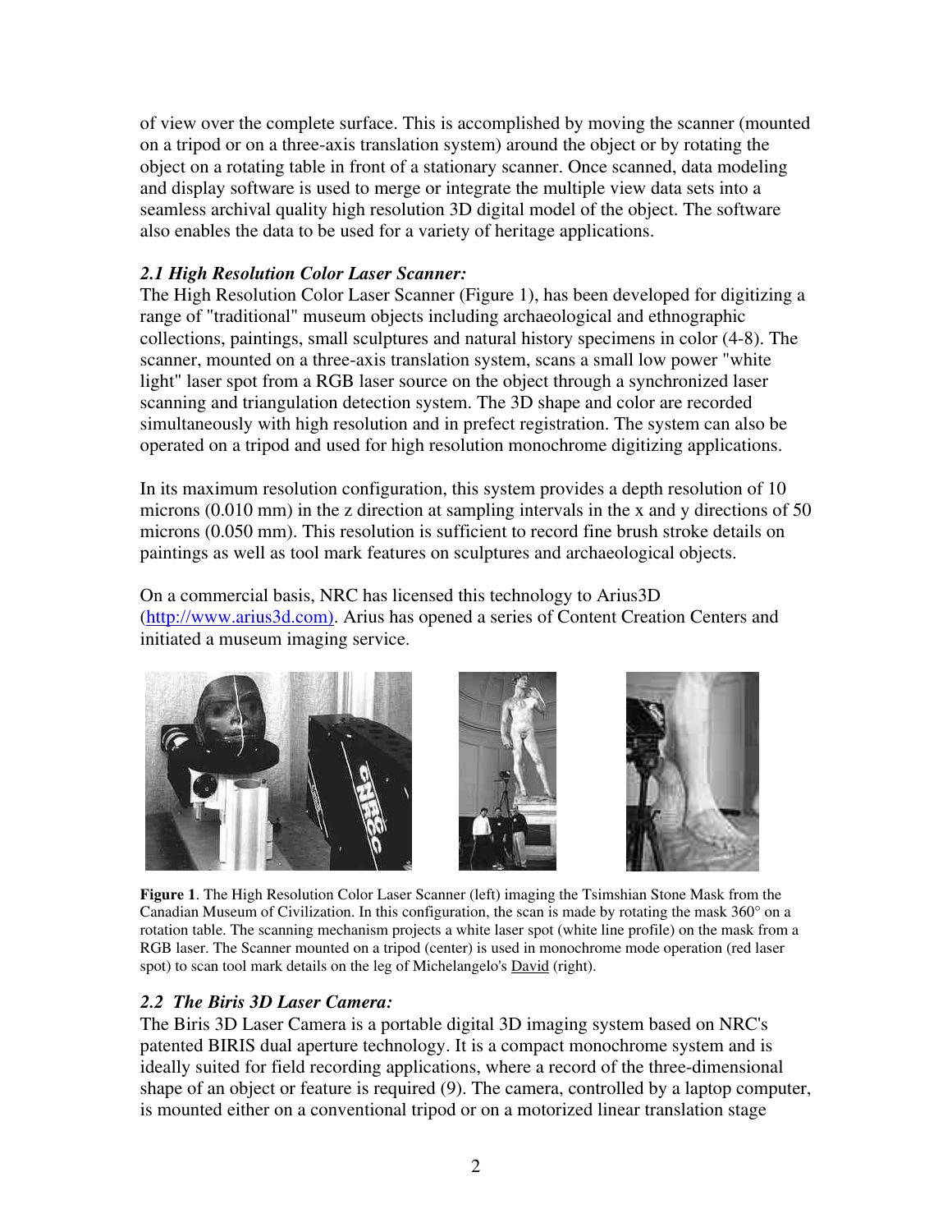of view over the complete surface. This is accomplished by moving the scanner (mounted on a tripod or on a three-axis translation system) around the object or by rotating the object on a rotating table in front of a stationary scanner. Once scanned, data modeling and display software is used to merge or integrate the multiple view data sets into a seamless archival quality high resolution 3D digital model of the object. The software also enables the data to be used for a variety of heritage applications.

### *2.1 High Resolution Color Laser Scanner:*

The High Resolution Color Laser Scanner (Figure 1), has been developed for digitizing a range of "traditional" museum objects including archaeological and ethnographic collections, paintings, small sculptures and natural history specimens in color (4-8). The scanner, mounted on a three-axis translation system, scans a small low power "white light" laser spot from a RGB laser source on the object through a synchronized laser scanning and triangulation detection system. The 3D shape and color are recorded simultaneously with high resolution and in prefect registration. The system can also be operated on a tripod and used for high resolution monochrome digitizing applications.

In its maximum resolution configuration, this system provides a depth resolution of 10 microns (0.010 mm) in the z direction at sampling intervals in the x and y directions of 50 microns (0.050 mm). This resolution is sufficient to record fine brush stroke details on paintings as well as tool mark features on sculptures and archaeological objects.

On a commercial basis, NRC has licensed this technology to Arius3D (http://www.arius3d.com). Arius has opened a series of Content Creation Centers and initiated a museum imaging service.

**Figure 1**. The High Resolution Color Laser Scanner (left) imaging the Tsimshian Stone Mask from the Canadian Museum of Civilization. In this configuration, the scan is made by rotating the mask 360° on a rotation table. The scanning mechanism projects a white laser spot (white line profile) on the mask from a RGB laser. The Scanner mounted on a tripod (center) is used in monochrome mode operation (red laser spot) to scan tool mark details on the leg of Michelangelo's David (right).

### *2.2 The Biris 3D Laser Camera:*

The Biris 3D Laser Camera is a portable digital 3D imaging system based on NRC's patented BIRIS dual aperture technology. It is a compact monochrome system and is ideally suited for field recording applications, where a record of the three-dimensional shape of an object or feature is required (9). The camera, controlled by a laptop computer, is mounted either on a conventional tripod or on a motorized linear translation stage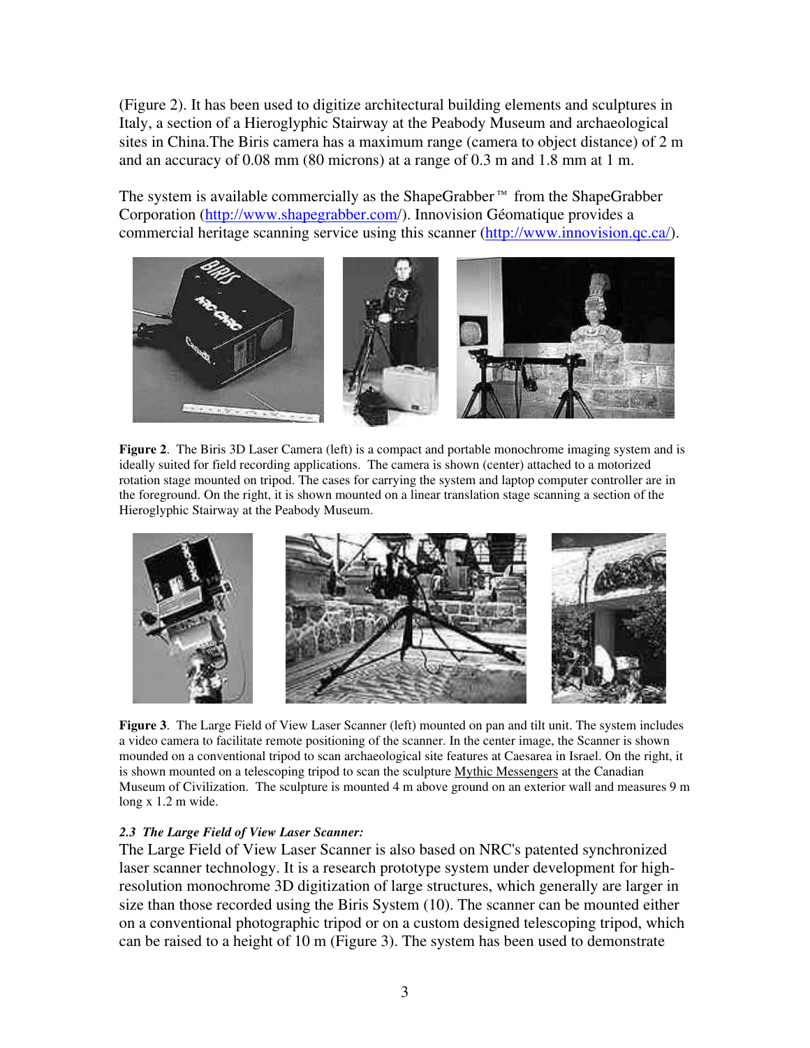(Figure 2). It has been used to digitize architectural building elements and sculptures in Italy, a section of a Hieroglyphic Stairway at the Peabody Museum and archaeological sites in China.The Biris camera has a maximum range (camera to object distance) of 2 m and an accuracy of 0.08 mm (80 microns) at a range of 0.3 m and 1.8 mm at 1 m.

The system is available commercially as the ShapeGrabber™ from the ShapeGrabber Corporation (http://www.shapegrabber.com/). Innovision Géomatique provides a commercial heritage scanning service using this scanner (http://www.innovision.qc.ca/).

**Figure 2**. The Biris 3D Laser Camera (left) is a compact and portable monochrome imaging system and is ideally suited for field recording applications. The camera is shown (center) attached to a motorized rotation stage mounted on tripod. The cases for carrying the system and laptop computer controller are in the foreground. On the right, it is shown mounted on a linear translation stage scanning a section of the Hieroglyphic Stairway at the Peabody Museum.

**Figure 3**. The Large Field of View Laser Scanner (left) mounted on pan and tilt unit. The system includes a video camera to facilitate remote positioning of the scanner. In the center image, the Scanner is shown mounded on a conventional tripod to scan archaeological site features at Caesarea in Israel. On the right, it is shown mounted on a telescoping tripod to scan the sculpture Mythic Messengers at the Canadian Museum of Civilization. The sculpture is mounted 4 m above ground on an exterior wall and measures 9 m long x 1.2 m wide.

### *2.3 The Large Field of View Laser Scanner:*

The Large Field of View Laser Scanner is also based on NRC's patented synchronized laser scanner technology. It is a research prototype system under development for high-resolution monochrome 3D digitization of large structures, which generally are larger in size than those recorded using the Biris System (10). The scanner can be mounted either on a conventional photographic tripod or on a custom designed telescoping tripod, which can be raised to a height of 10 m (Figure 3). The system has been used to demonstrate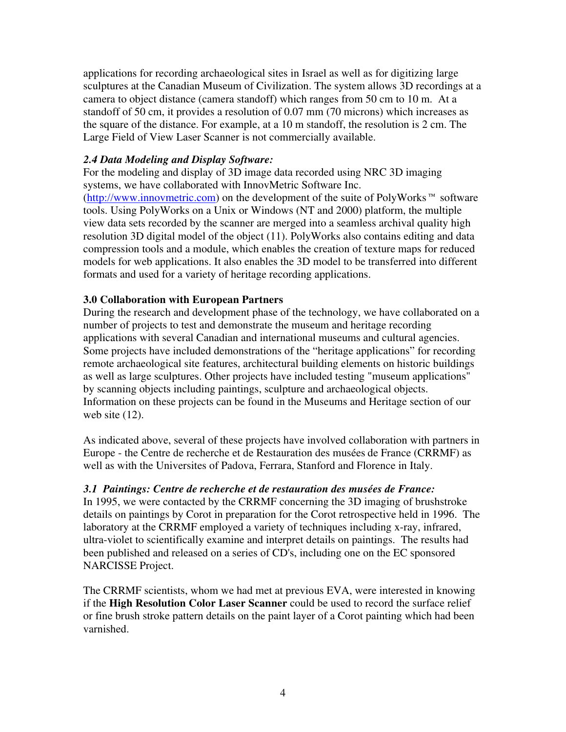applications for recording archaeological sites in Israel as well as for digitizing large sculptures at the Canadian Museum of Civilization. The system allows 3D recordings at a camera to object distance (camera standoff) which ranges from 50 cm to 10 m. At a standoff of 50 cm, it provides a resolution of 0.07 mm (70 microns) which increases as the square of the distance. For example, at a 10 m standoff, the resolution is 2 cm. The Large Field of View Laser Scanner is not commercially available.

### *2.4 Data Modeling and Display Software:*

For the modeling and display of 3D image data recorded using NRC 3D imaging systems, we have collaborated with InnovMetric Software Inc. (http://www.innovmetric.com) on the development of the suite of PolyWorks™ software tools. Using PolyWorks on a Unix or Windows (NT and 2000) platform, the multiple view data sets recorded by the scanner are merged into a seamless archival quality high resolution 3D digital model of the object (11). PolyWorks also contains editing and data compression tools and a module, which enables the creation of texture maps for reduced models for web applications. It also enables the 3D model to be transferred into different formats and used for a variety of heritage recording applications.

## 3.0 Collaboration with European Partners

During the research and development phase of the technology, we have collaborated on a number of projects to test and demonstrate the museum and heritage recording applications with several Canadian and international museums and cultural agencies. Some projects have included demonstrations of the "heritage applications" for recording remote archaeological site features, architectural building elements on historic buildings as well as large sculptures. Other projects have included testing "museum applications" by scanning objects including paintings, sculpture and archaeological objects. Information on these projects can be found in the Museums and Heritage section of our web site (12).

As indicated above, several of these projects have involved collaboration with partners in Europe - the Centre de recherche et de Restauration des musées de France (CRRMF) as well as with the Universites of Padova, Ferrara, Stanford and Florence in Italy.

### *3.1 Paintings: Centre de recherche et de restauration des musées de France:*

In 1995, we were contacted by the CRRMF concerning the 3D imaging of brushstroke details on paintings by Corot in preparation for the Corot retrospective held in 1996. The laboratory at the CRRMF employed a variety of techniques including x-ray, infrared, ultra-violet to scientifically examine and interpret details on paintings. The results had been published and released on a series of CD's, including one on the EC sponsored NARCISSE Project.

The CRRMF scientists, whom we had met at previous EVA, were interested in knowing if the **High Resolution Color Laser Scanner** could be used to record the surface relief or fine brush stroke pattern details on the paint layer of a Corot painting which had been varnished.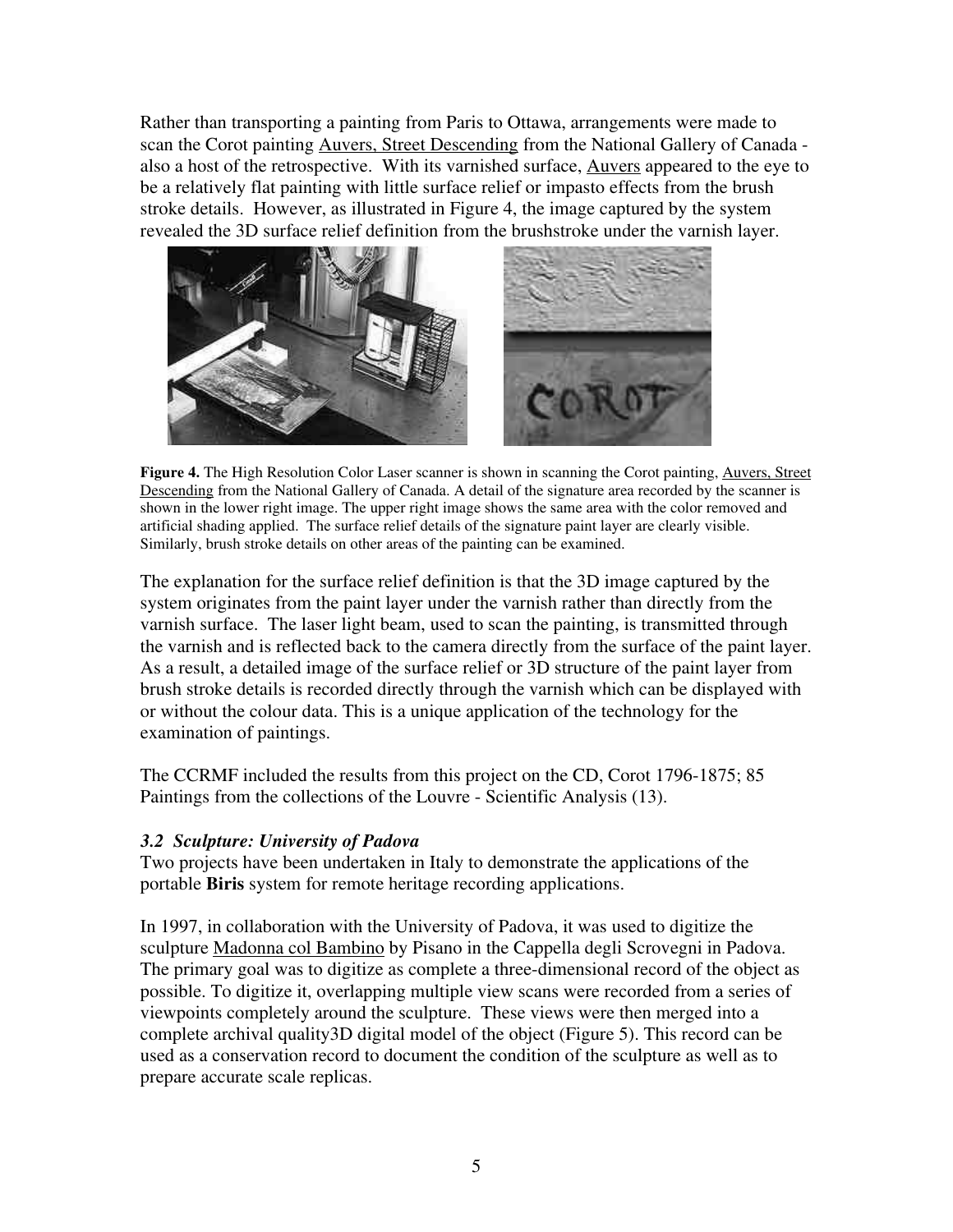Rather than transporting a painting from Paris to Ottawa, arrangements were made to scan the Corot painting Auvers, Street Descending from the National Gallery of Canada - also a host of the retrospective. With its varnished surface, Auvers appeared to the eye to be a relatively flat painting with little surface relief or impasto effects from the brush stroke details. However, as illustrated in Figure 4, the image captured by the system revealed the 3D surface relief definition from the brushstroke under the varnish layer.

**Figure 4.** The High Resolution Color Laser scanner is shown in scanning the Corot painting, Auvers, Street Descending from the National Gallery of Canada. A detail of the signature area recorded by the scanner is shown in the lower right image. The upper right image shows the same area with the color removed and artificial shading applied. The surface relief details of the signature paint layer are clearly visible. Similarly, brush stroke details on other areas of the painting can be examined.

The explanation for the surface relief definition is that the 3D image captured by the system originates from the paint layer under the varnish rather than directly from the varnish surface. The laser light beam, used to scan the painting, is transmitted through the varnish and is reflected back to the camera directly from the surface of the paint layer. As a result, a detailed image of the surface relief or 3D structure of the paint layer from brush stroke details is recorded directly through the varnish which can be displayed with or without the colour data. This is a unique application of the technology for the examination of paintings.

The CCRMF included the results from this project on the CD, Corot 1796-1875; 85 Paintings from the collections of the Louvre - Scientific Analysis (13).

### *3.2 Sculpture: University of Padova*

Two projects have been undertaken in Italy to demonstrate the applications of the portable **Biris** system for remote heritage recording applications.

In 1997, in collaboration with the University of Padova, it was used to digitize the sculpture Madonna col Bambino by Pisano in the Cappella degli Scrovegni in Padova. The primary goal was to digitize as complete a three-dimensional record of the object as possible. To digitize it, overlapping multiple view scans were recorded from a series of viewpoints completely around the sculpture. These views were then merged into a complete archival quality3D digital model of the object (Figure 5). This record can be used as a conservation record to document the condition of the sculpture as well as to prepare accurate scale replicas.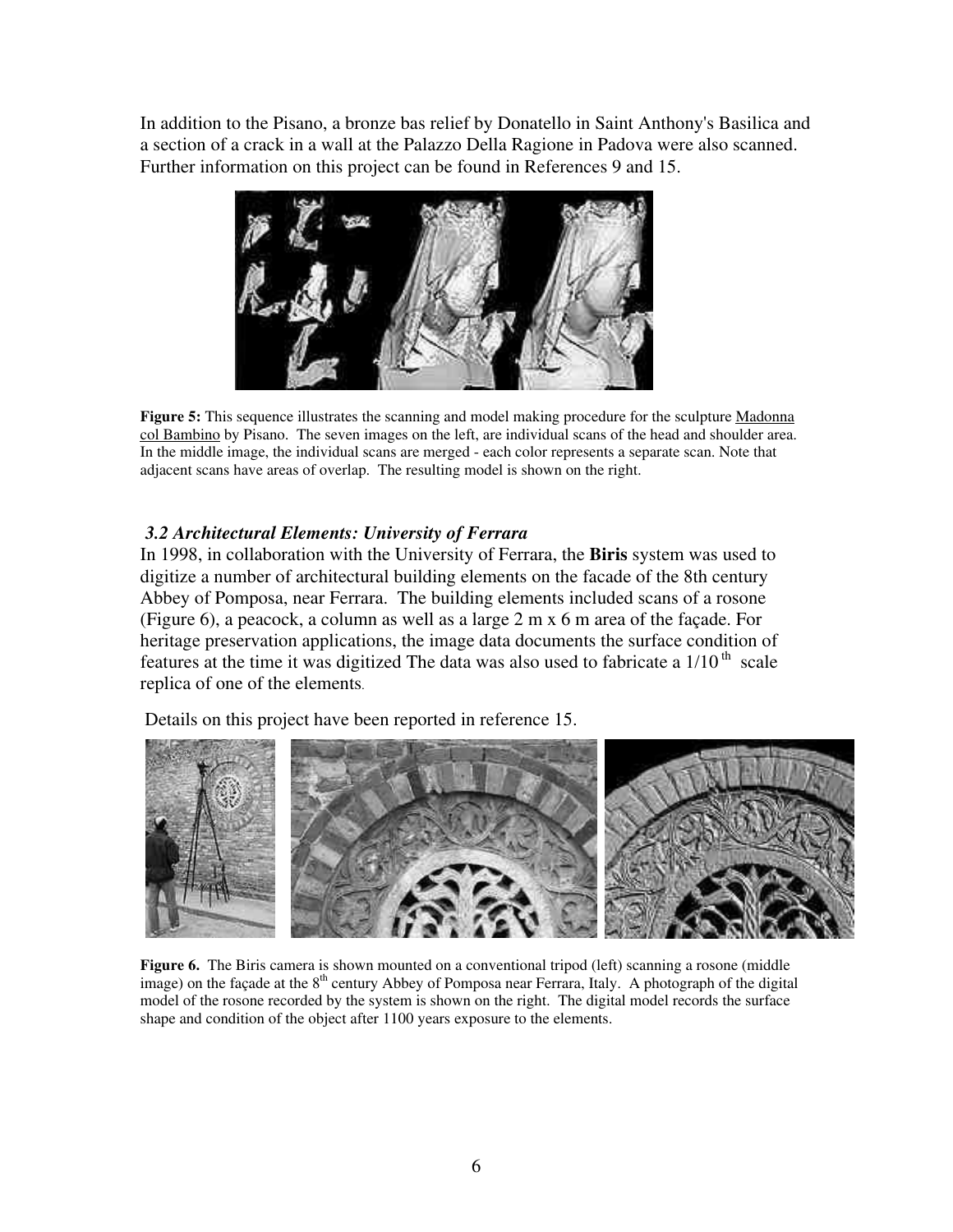In addition to the Pisano, a bronze bas relief by Donatello in Saint Anthony's Basilica and a section of a crack in a wall at the Palazzo Della Ragione in Padova were also scanned. Further information on this project can be found in References 9 and 15.

**Figure 5:** This sequence illustrates the scanning and model making procedure for the sculpture Madonna col Bambino by Pisano. The seven images on the left, are individual scans of the head and shoulder area. In the middle image, the individual scans are merged - each color represents a separate scan. Note that adjacent scans have areas of overlap. The resulting model is shown on the right.

### *3.2 Architectural Elements: University of Ferrara*

In 1998, in collaboration with the University of Ferrara, the **Biris** system was used to digitize a number of architectural building elements on the facade of the 8th century Abbey of Pomposa, near Ferrara. The building elements included scans of a rosone (Figure 6), a peacock, a column as well as a large 2 m x 6 m area of the façade. For heritage preservation applications, the image data documents the surface condition of features at the time it was digitized The data was also used to fabricate a 1/10[th] scale replica of one of the elements.

Details on this project have been reported in reference 15.

**Figure 6.** The Biris camera is shown mounted on a conventional tripod (left) scanning a rosone (middle image) on the façade at the 8[th] century Abbey of Pomposa near Ferrara, Italy. A photograph of the digital model of the rosone recorded by the system is shown on the right. The digital model records the surface shape and condition of the object after 1100 years exposure to the elements.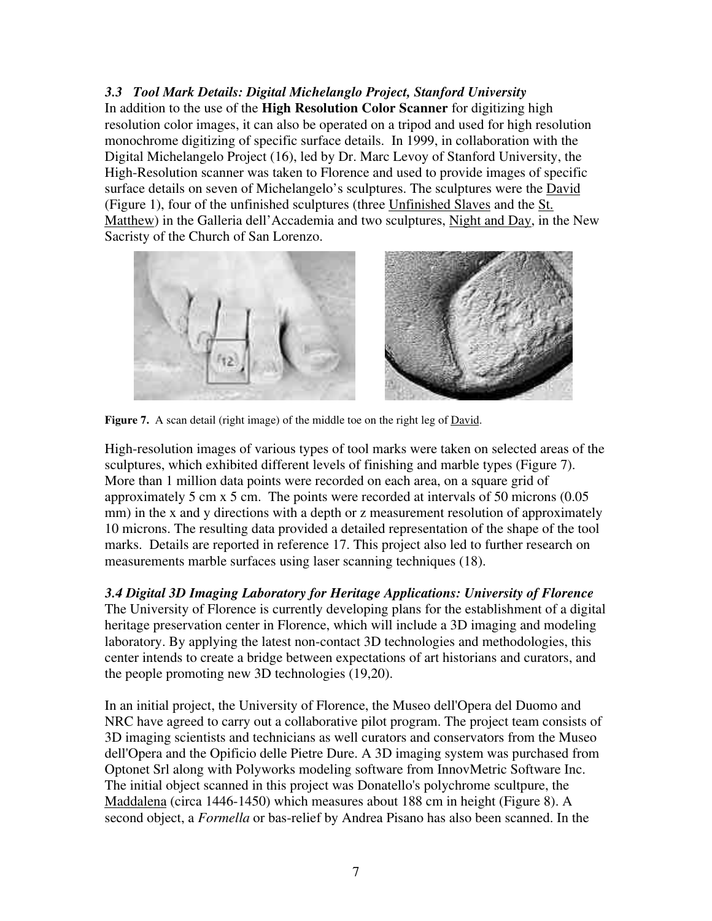### *3.3 Tool Mark Details: Digital Michelanglo Project, Stanford University*

In addition to the use of the **High Resolution Color Scanner** for digitizing high resolution color images, it can also be operated on a tripod and used for high resolution monochrome digitizing of specific surface details. In 1999, in collaboration with the Digital Michelangelo Project (16), led by Dr. Marc Levoy of Stanford University, the High-Resolution scanner was taken to Florence and used to provide images of specific surface details on seven of Michelangelo's sculptures. The sculptures were the David (Figure 1), four of the unfinished sculptures (three Unfinished Slaves and the St. Matthew) in the Galleria dell'Accademia and two sculptures, Night and Day, in the New Sacristy of the Church of San Lorenzo.

**Figure 7.** A scan detail (right image) of the middle toe on the right leg of David.

High-resolution images of various types of tool marks were taken on selected areas of the sculptures, which exhibited different levels of finishing and marble types (Figure 7). More than 1 million data points were recorded on each area, on a square grid of approximately 5 cm x 5 cm. The points were recorded at intervals of 50 microns (0.05 mm) in the x and y directions with a depth or z measurement resolution of approximately 10 microns. The resulting data provided a detailed representation of the shape of the tool marks. Details are reported in reference 17. This project also led to further research on measurements marble surfaces using laser scanning techniques (18).

### *3.4 Digital 3D Imaging Laboratory for Heritage Applications: University of Florence*

The University of Florence is currently developing plans for the establishment of a digital heritage preservation center in Florence, which will include a 3D imaging and modeling laboratory. By applying the latest non-contact 3D technologies and methodologies, this center intends to create a bridge between expectations of art historians and curators, and the people promoting new 3D technologies (19,20).

In an initial project, the University of Florence, the Museo dell'Opera del Duomo and NRC have agreed to carry out a collaborative pilot program. The project team consists of 3D imaging scientists and technicians as well curators and conservators from the Museo dell'Opera and the Opificio delle Pietre Dure. A 3D imaging system was purchased from Optonet Srl along with Polyworks modeling software from InnovMetric Software Inc. The initial object scanned in this project was Donatello's polychrome scultpure, the Maddalena (circa 1446-1450) which measures about 188 cm in height (Figure 8). A second object, a *Formella* or bas-relief by Andrea Pisano has also been scanned. In the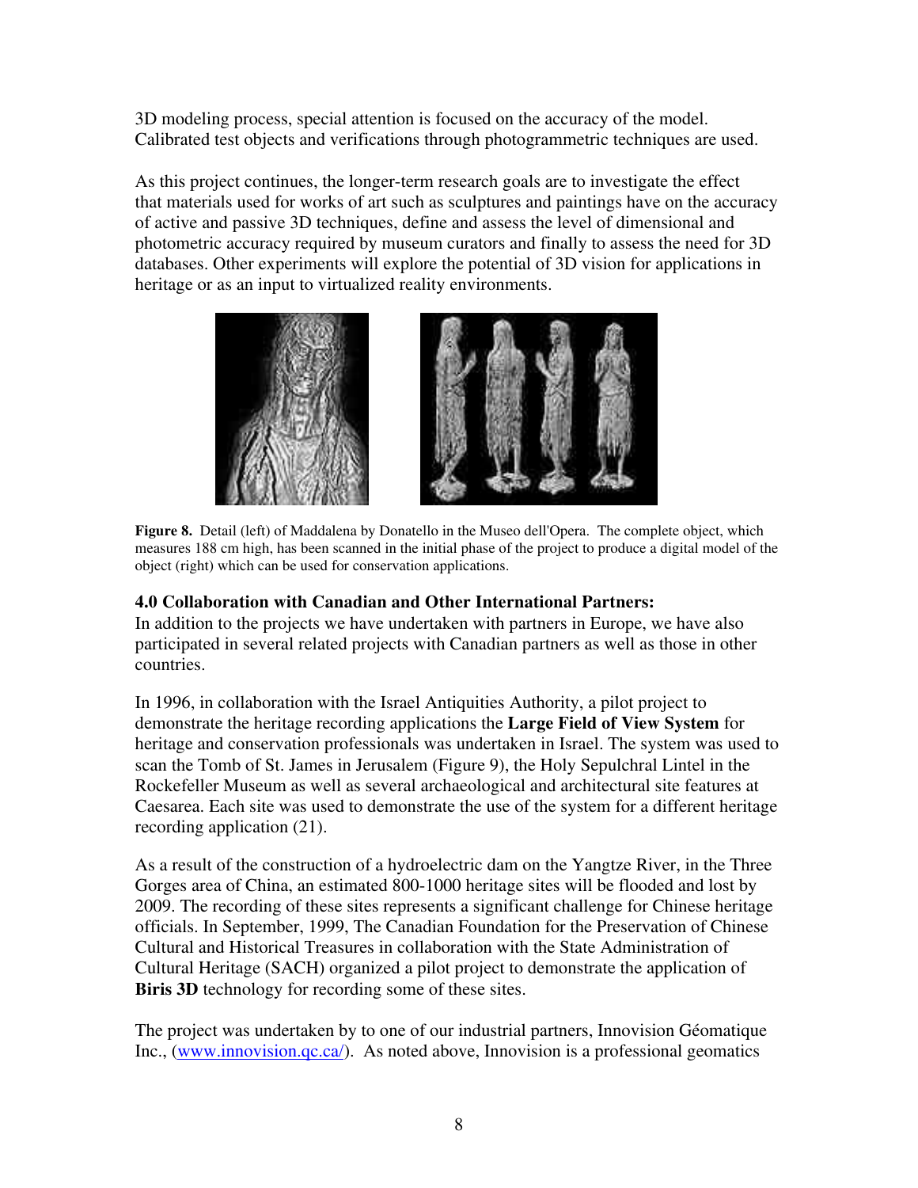3D modeling process, special attention is focused on the accuracy of the model. Calibrated test objects and verifications through photogrammetric techniques are used.

As this project continues, the longer-term research goals are to investigate the effect that materials used for works of art such as sculptures and paintings have on the accuracy of active and passive 3D techniques, define and assess the level of dimensional and photometric accuracy required by museum curators and finally to assess the need for 3D databases. Other experiments will explore the potential of 3D vision for applications in heritage or as an input to virtualized reality environments.

**Figure 8.** Detail (left) of Maddalena by Donatello in the Museo dell'Opera. The complete object, which measures 188 cm high, has been scanned in the initial phase of the project to produce a digital model of the object (right) which can be used for conservation applications.

**4.0 Collaboration with Canadian and Other International Partners:**

In addition to the projects we have undertaken with partners in Europe, we have also participated in several related projects with Canadian partners as well as those in other countries.

In 1996, in collaboration with the Israel Antiquities Authority, a pilot project to demonstrate the heritage recording applications the **Large Field of View System** for heritage and conservation professionals was undertaken in Israel. The system was used to scan the Tomb of St. James in Jerusalem (Figure 9), the Holy Sepulchral Lintel in the Rockefeller Museum as well as several archaeological and architectural site features at Caesarea. Each site was used to demonstrate the use of the system for a different heritage recording application (21).

As a result of the construction of a hydroelectric dam on the Yangtze River, in the Three Gorges area of China, an estimated 800-1000 heritage sites will be flooded and lost by 2009. The recording of these sites represents a significant challenge for Chinese heritage officials. In September, 1999, The Canadian Foundation for the Preservation of Chinese Cultural and Historical Treasures in collaboration with the State Administration of Cultural Heritage (SACH) organized a pilot project to demonstrate the application of **Biris 3D** technology for recording some of these sites.

The project was undertaken by to one of our industrial partners, Innovision Géomatique Inc., (www.innovision.qc.ca/). As noted above, Innovision is a professional geomatics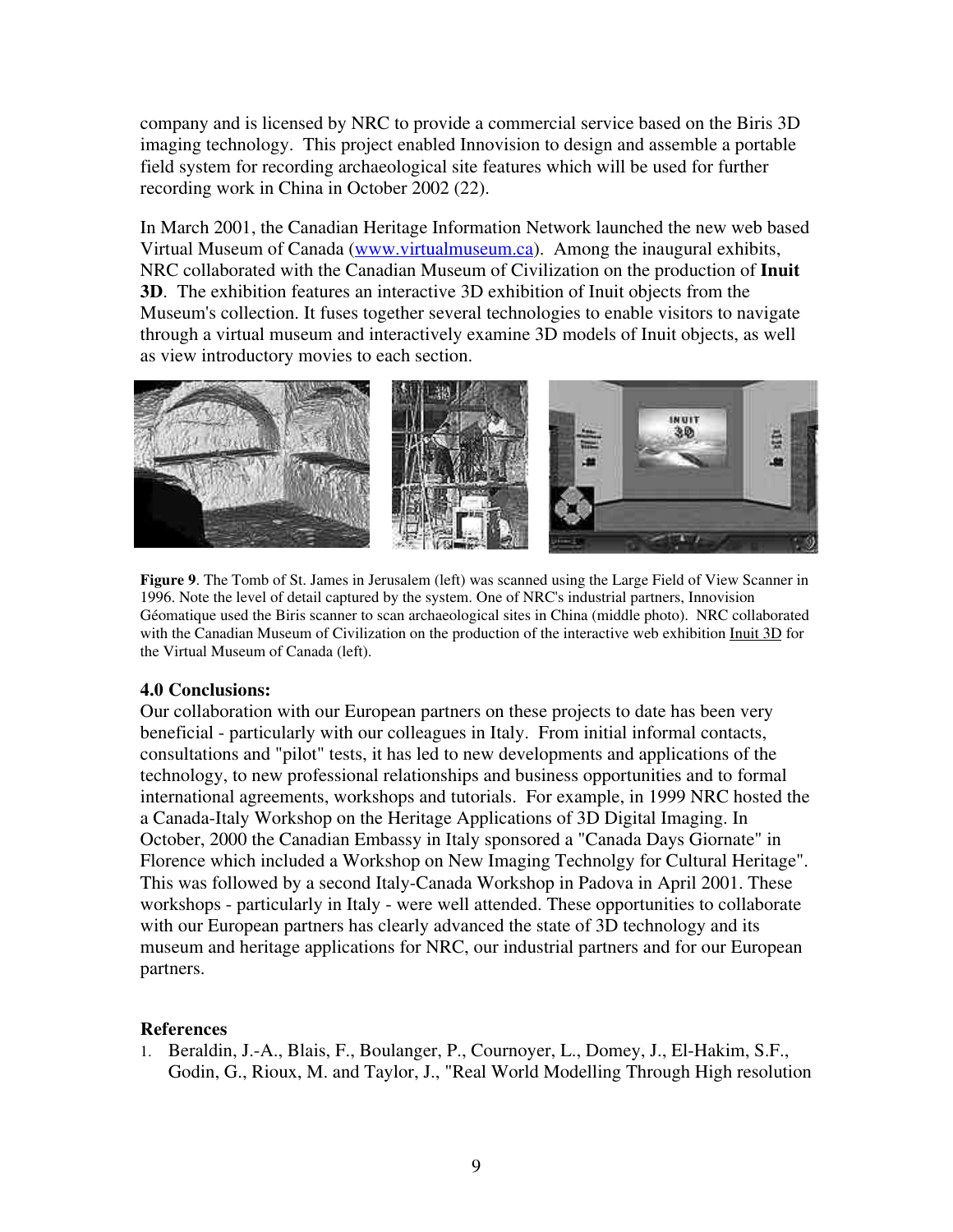company and is licensed by NRC to provide a commercial service based on the Biris 3D imaging technology. This project enabled Innovision to design and assemble a portable field system for recording archaeological site features which will be used for further recording work in China in October 2002 (22).

In March 2001, the Canadian Heritage Information Network launched the new web based Virtual Museum of Canada (www.virtualmuseum.ca). Among the inaugural exhibits, NRC collaborated with the Canadian Museum of Civilization on the production of **Inuit 3D**. The exhibition features an interactive 3D exhibition of Inuit objects from the Museum's collection. It fuses together several technologies to enable visitors to navigate through a virtual museum and interactively examine 3D models of Inuit objects, as well as view introductory movies to each section.

**Figure 9**. The Tomb of St. James in Jerusalem (left) was scanned using the Large Field of View Scanner in 1996. Note the level of detail captured by the system. One of NRC's industrial partners, Innovision Géomatique used the Biris scanner to scan archaeological sites in China (middle photo). NRC collaborated with the Canadian Museum of Civilization on the production of the interactive web exhibition Inuit 3D for the Virtual Museum of Canada (left).

### 4.0 Conclusions:

Our collaboration with our European partners on these projects to date has been very beneficial - particularly with our colleagues in Italy. From initial informal contacts, consultations and "pilot" tests, it has led to new developments and applications of the technology, to new professional relationships and business opportunities and to formal international agreements, workshops and tutorials. For example, in 1999 NRC hosted the a Canada-Italy Workshop on the Heritage Applications of 3D Digital Imaging. In October, 2000 the Canadian Embassy in Italy sponsored a "Canada Days Giornate" in Florence which included a Workshop on New Imaging Technolgy for Cultural Heritage". This was followed by a second Italy-Canada Workshop in Padova in April 2001. These workshops - particularly in Italy - were well attended. These opportunities to collaborate with our European partners has clearly advanced the state of 3D technology and its museum and heritage applications for NRC, our industrial partners and for our European partners.

### References

1. Beraldin, J.-A., Blais, F., Boulanger, P., Cournoyer, L., Domey, J., El-Hakim, S.F., Godin, G., Rioux, M. and Taylor, J., "Real World Modelling Through High resolution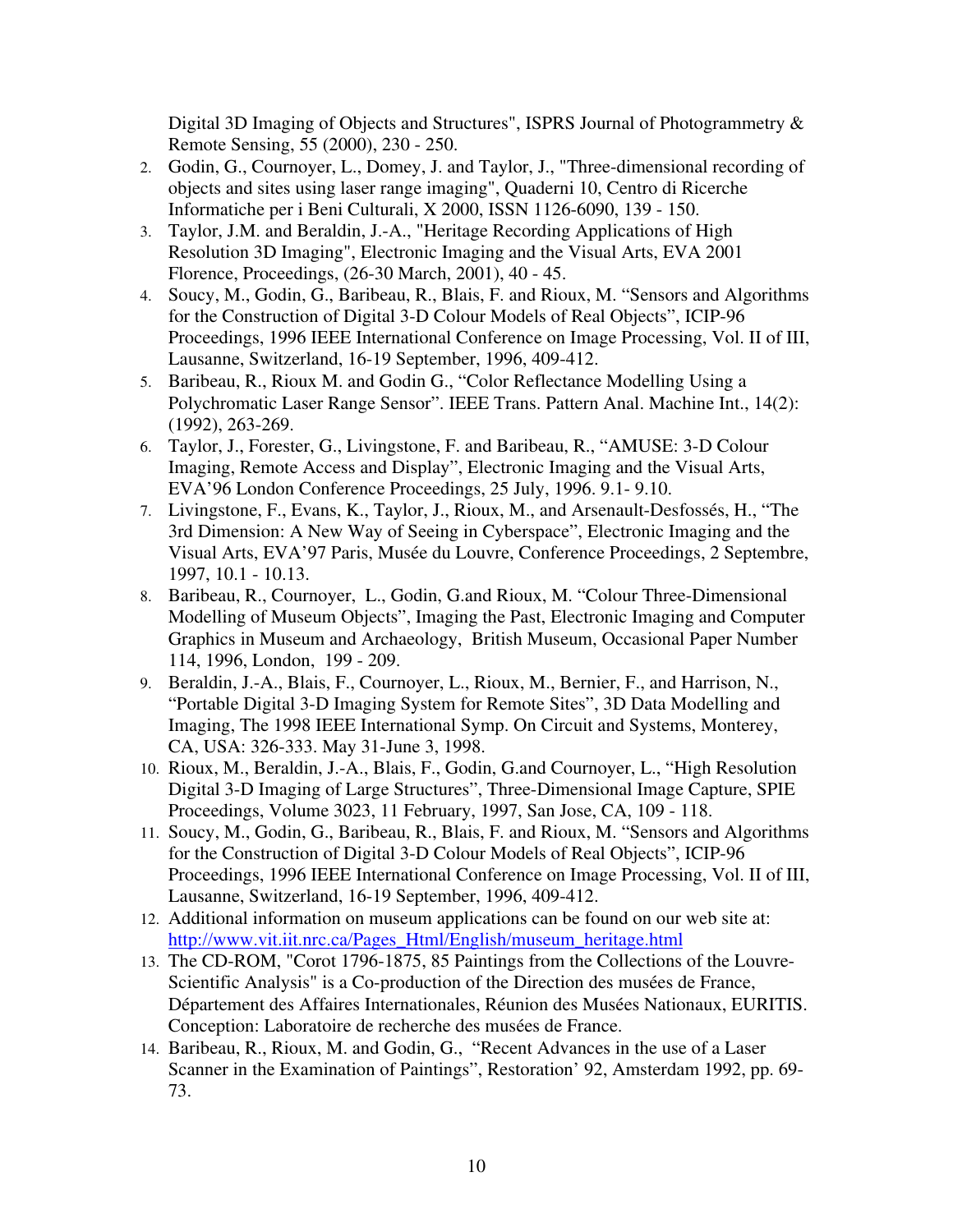Digital 3D Imaging of Objects and Structures", ISPRS Journal of Photogrammetry & Remote Sensing, 55 (2000), 230 - 250.

2. Godin, G., Cournoyer, L., Domey, J. and Taylor, J., "Three-dimensional recording of objects and sites using laser range imaging", Quaderni 10, Centro di Ricerche Informatiche per i Beni Culturali, X 2000, ISSN 1126-6090, 139 - 150.
3. Taylor, J.M. and Beraldin, J.-A., "Heritage Recording Applications of High Resolution 3D Imaging", Electronic Imaging and the Visual Arts, EVA 2001 Florence, Proceedings, (26-30 March, 2001), 40 - 45.
4. Soucy, M., Godin, G., Baribeau, R., Blais, F. and Rioux, M. "Sensors and Algorithms for the Construction of Digital 3-D Colour Models of Real Objects", ICIP-96 Proceedings, 1996 IEEE International Conference on Image Processing, Vol. II of III, Lausanne, Switzerland, 16-19 September, 1996, 409-412.
5. Baribeau, R., Rioux M. and Godin G., "Color Reflectance Modelling Using a Polychromatic Laser Range Sensor". IEEE Trans. Pattern Anal. Machine Int., 14(2): (1992), 263-269.
6. Taylor, J., Forester, G., Livingstone, F. and Baribeau, R., "AMUSE: 3-D Colour Imaging, Remote Access and Display", Electronic Imaging and the Visual Arts, EVA'96 London Conference Proceedings, 25 July, 1996. 9.1- 9.10.
7. Livingstone, F., Evans, K., Taylor, J., Rioux, M., and Arsenault-Desfossés, H., "The 3rd Dimension: A New Way of Seeing in Cyberspace", Electronic Imaging and the Visual Arts, EVA'97 Paris, Musée du Louvre, Conference Proceedings, 2 Septembre, 1997, 10.1 - 10.13.
8. Baribeau, R., Cournoyer, L., Godin, G.and Rioux, M. "Colour Three-Dimensional Modelling of Museum Objects", Imaging the Past, Electronic Imaging and Computer Graphics in Museum and Archaeology, British Museum, Occasional Paper Number 114, 1996, London, 199 - 209.
9. Beraldin, J.-A., Blais, F., Cournoyer, L., Rioux, M., Bernier, F., and Harrison, N., "Portable Digital 3-D Imaging System for Remote Sites", 3D Data Modelling and Imaging, The 1998 IEEE International Symp. On Circuit and Systems, Monterey, CA, USA: 326-333. May 31-June 3, 1998.
10. Rioux, M., Beraldin, J.-A., Blais, F., Godin, G.and Cournoyer, L., "High Resolution Digital 3-D Imaging of Large Structures", Three-Dimensional Image Capture, SPIE Proceedings, Volume 3023, 11 February, 1997, San Jose, CA, 109 - 118.
11. Soucy, M., Godin, G., Baribeau, R., Blais, F. and Rioux, M. "Sensors and Algorithms for the Construction of Digital 3-D Colour Models of Real Objects", ICIP-96 Proceedings, 1996 IEEE International Conference on Image Processing, Vol. II of III, Lausanne, Switzerland, 16-19 September, 1996, 409-412.
12. Additional information on museum applications can be found on our web site at: http://www.vit.iit.nrc.ca/Pages_Html/English/museum_heritage.html
13. The CD-ROM, "Corot 1796-1875, 85 Paintings from the Collections of the Louvre-Scientific Analysis" is a Co-production of the Direction des musées de France, Département des Affaires Internationales, Réunion des Musées Nationaux, EURITIS. Conception: Laboratoire de recherche des musées de France.
14. Baribeau, R., Rioux, M. and Godin, G., "Recent Advances in the use of a Laser Scanner in the Examination of Paintings", Restoration' 92, Amsterdam 1992, pp. 69-73.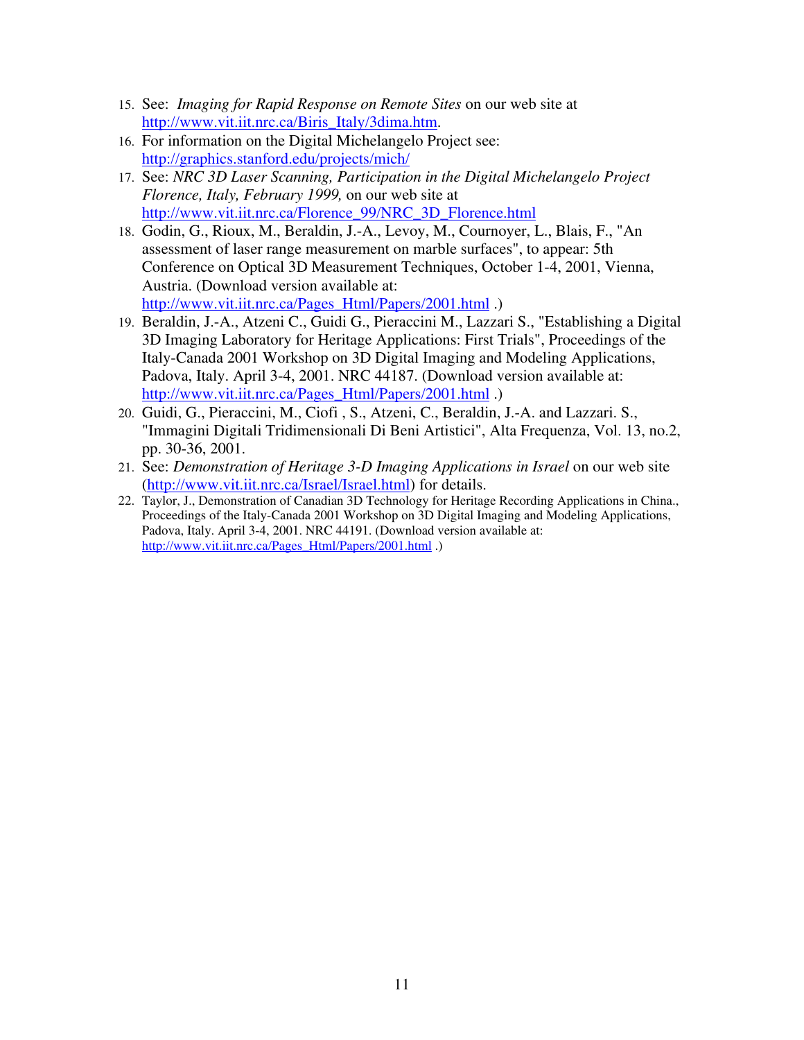15. See: *Imaging for Rapid Response on Remote Sites* on our web site at http://www.vit.iit.nrc.ca/Biris_Italy/3dima.htm.
16. For information on the Digital Michelangelo Project see: http://graphics.stanford.edu/projects/mich/
17. See: *NRC 3D Laser Scanning, Participation in the Digital Michelangelo Project Florence, Italy, February 1999,* on our web site at http://www.vit.iit.nrc.ca/Florence_99/NRC_3D_Florence.html
18. Godin, G., Rioux, M., Beraldin, J.-A., Levoy, M., Cournoyer, L., Blais, F., "An assessment of laser range measurement on marble surfaces", to appear: 5th Conference on Optical 3D Measurement Techniques, October 1-4, 2001, Vienna, Austria. (Download version available at: http://www.vit.iit.nrc.ca/Pages_Html/Papers/2001.html .)
19. Beraldin, J.-A., Atzeni C., Guidi G., Pieraccini M., Lazzari S., "Establishing a Digital 3D Imaging Laboratory for Heritage Applications: First Trials", Proceedings of the Italy-Canada 2001 Workshop on 3D Digital Imaging and Modeling Applications, Padova, Italy. April 3-4, 2001. NRC 44187. (Download version available at: http://www.vit.iit.nrc.ca/Pages_Html/Papers/2001.html .)
20. Guidi, G., Pieraccini, M., Ciofi , S., Atzeni, C., Beraldin, J.-A. and Lazzari. S., "Immagini Digitali Tridimensionali Di Beni Artistici", Alta Frequenza, Vol. 13, no.2, pp. 30-36, 2001.
21. See: *Demonstration of Heritage 3-D Imaging Applications in Israel* on our web site (http://www.vit.iit.nrc.ca/Israel/Israel.html) for details.
22. Taylor, J., Demonstration of Canadian 3D Technology for Heritage Recording Applications in China., Proceedings of the Italy-Canada 2001 Workshop on 3D Digital Imaging and Modeling Applications, Padova, Italy. April 3-4, 2001. NRC 44191. (Download version available at: http://www.vit.iit.nrc.ca/Pages_Html/Papers/2001.html .)